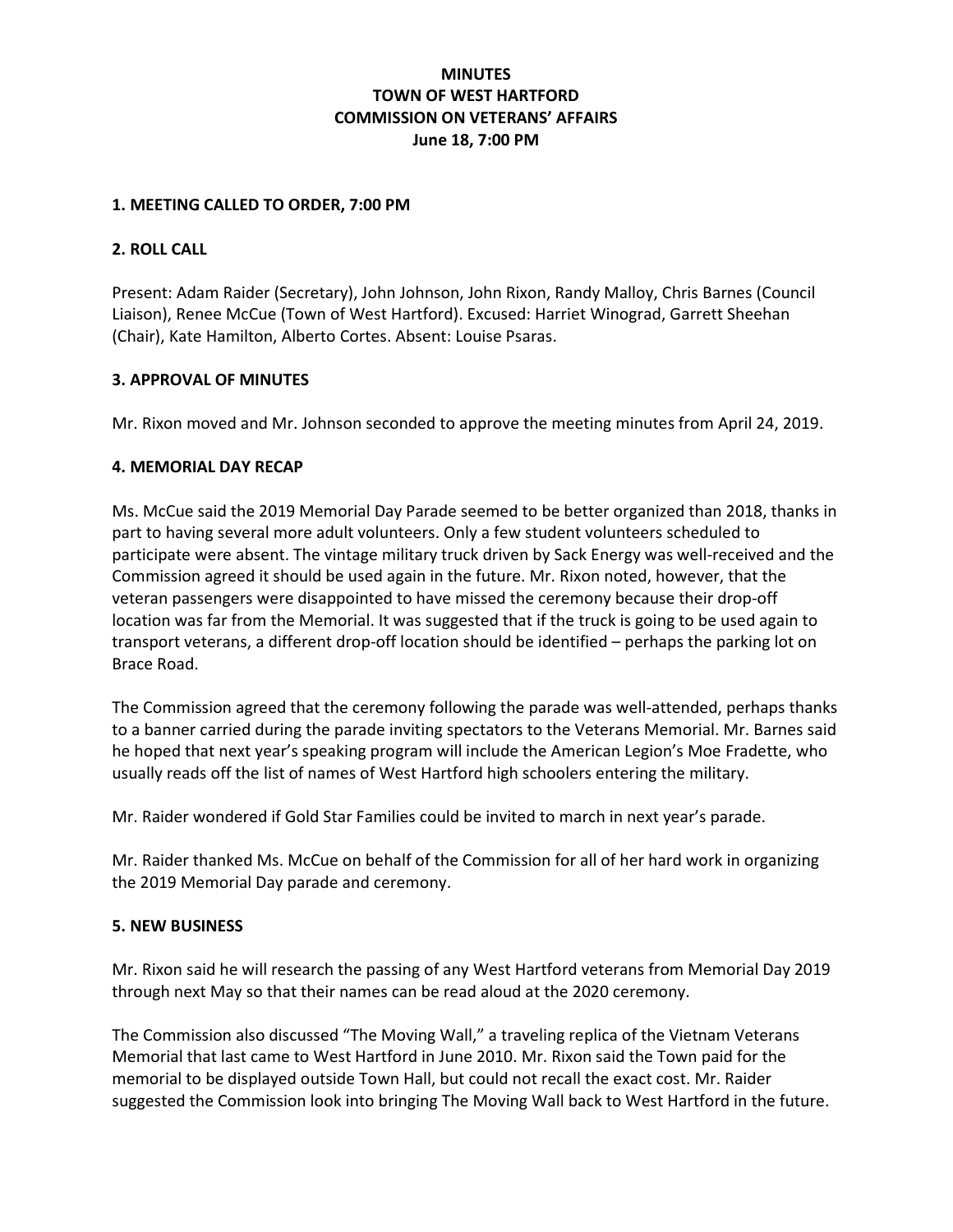# MINUTES
# TOWN OF WEST HARTFORD
# COMMISSION ON VETERANS' AFFAIRS
# June 18, 7:00 PM

## 1. MEETING CALLED TO ORDER, 7:00 PM

## 2. ROLL CALL

Present: Adam Raider (Secretary), John Johnson, John Rixon, Randy Malloy, Chris Barnes (Council Liaison), Renee McCue (Town of West Hartford). Excused: Harriet Winograd, Garrett Sheehan (Chair), Kate Hamilton, Alberto Cortes. Absent: Louise Psaras.

## 3. APPROVAL OF MINUTES

Mr. Rixon moved and Mr. Johnson seconded to approve the meeting minutes from April 24, 2019.

## 4. MEMORIAL DAY RECAP

Ms. McCue said the 2019 Memorial Day Parade seemed to be better organized than 2018, thanks in part to having several more adult volunteers. Only a few student volunteers scheduled to participate were absent. The vintage military truck driven by Sack Energy was well-received and the Commission agreed it should be used again in the future. Mr. Rixon noted, however, that the veteran passengers were disappointed to have missed the ceremony because their drop-off location was far from the Memorial. It was suggested that if the truck is going to be used again to transport veterans, a different drop-off location should be identified – perhaps the parking lot on Brace Road.

The Commission agreed that the ceremony following the parade was well-attended, perhaps thanks to a banner carried during the parade inviting spectators to the Veterans Memorial. Mr. Barnes said he hoped that next year's speaking program will include the American Legion's Moe Fradette, who usually reads off the list of names of West Hartford high schoolers entering the military.

Mr. Raider wondered if Gold Star Families could be invited to march in next year's parade.

Mr. Raider thanked Ms. McCue on behalf of the Commission for all of her hard work in organizing the 2019 Memorial Day parade and ceremony.

## 5. NEW BUSINESS

Mr. Rixon said he will research the passing of any West Hartford veterans from Memorial Day 2019 through next May so that their names can be read aloud at the 2020 ceremony.

The Commission also discussed "The Moving Wall," a traveling replica of the Vietnam Veterans Memorial that last came to West Hartford in June 2010. Mr. Rixon said the Town paid for the memorial to be displayed outside Town Hall, but could not recall the exact cost. Mr. Raider suggested the Commission look into bringing The Moving Wall back to West Hartford in the future.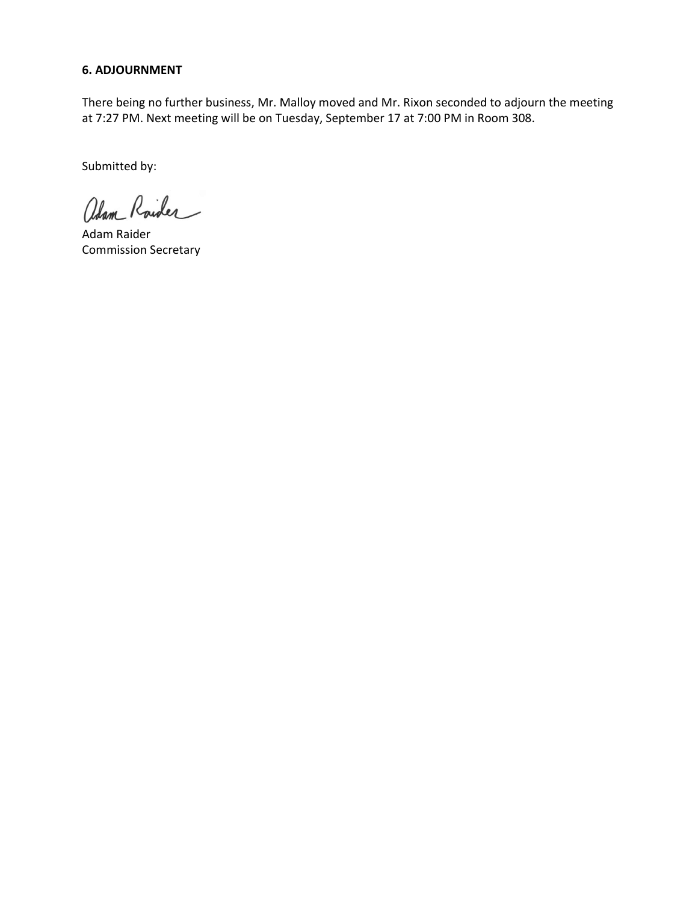**6. ADJOURNMENT**

There being no further business, Mr. Malloy moved and Mr. Rixon seconded to adjourn the meeting at 7:27 PM. Next meeting will be on Tuesday, September 17 at 7:00 PM in Room 308.

Submitted by:

Adam Raider
Commission Secretary